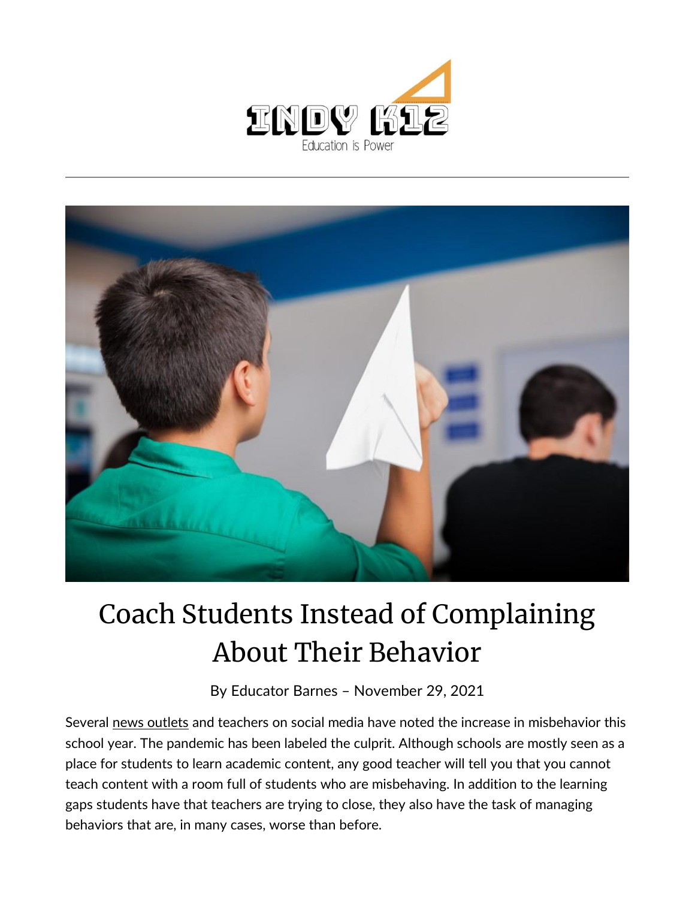# Coach Students Instead of Complaining About Their Behavior

By Educator Barnes – November 29, 2021

Several news outlets and teachers on social media have noted the increase in misbehavior this school year. The pandemic has been labeled the culprit. Although schools are mostly seen as a place for students to learn academic content, any good teacher will tell you that you cannot teach content with a room full of students who are misbehaving. In addition to the learning gaps students have that teachers are trying to close, they also have the task of managing behaviors that are, in many cases, worse than before.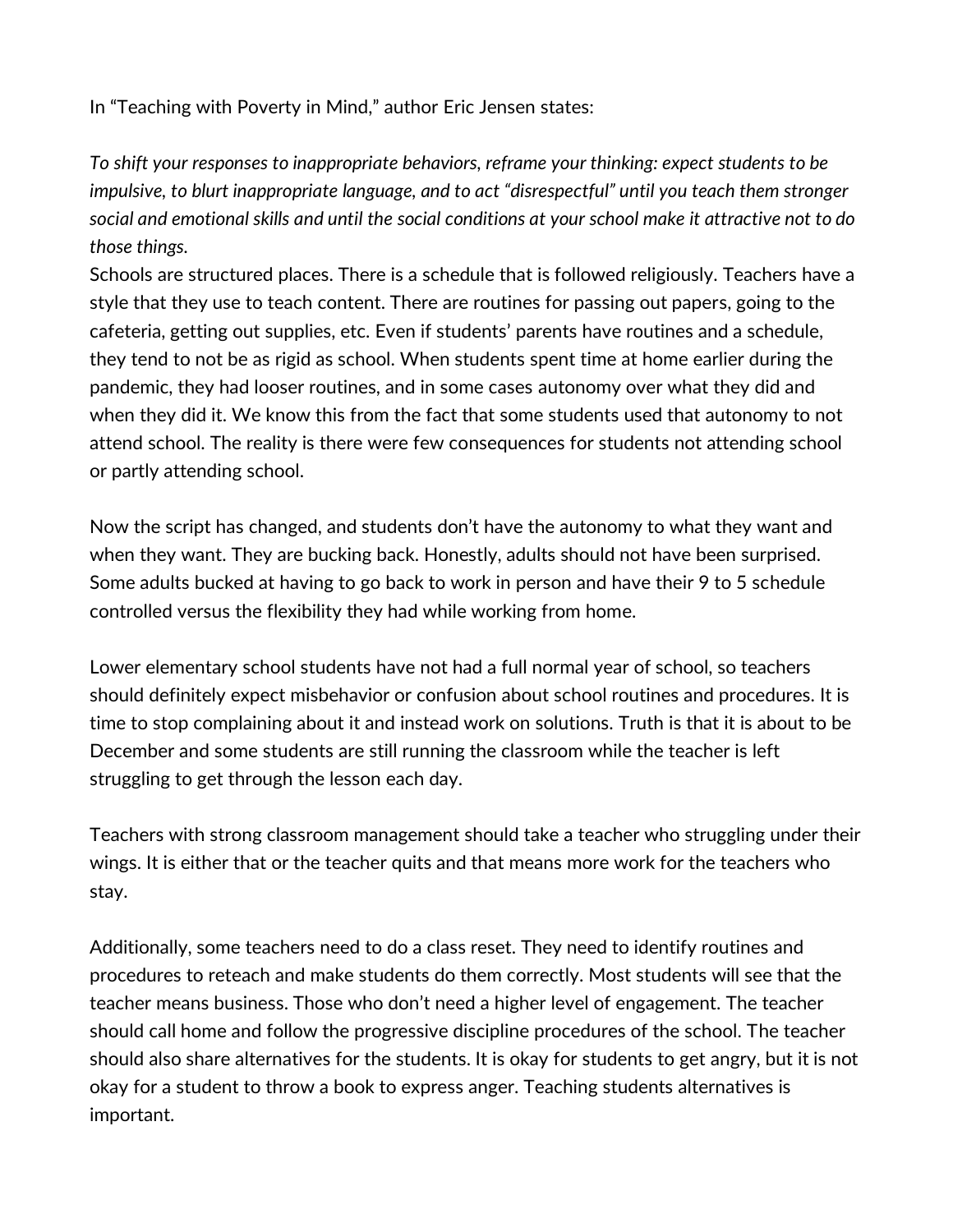In "Teaching with Poverty in Mind," author Eric Jensen states:

*To shift your responses to inappropriate behaviors, reframe your thinking: expect students to be impulsive, to blurt inappropriate language, and to act "disrespectful" until you teach them stronger social and emotional skills and until the social conditions at your school make it attractive not to do those things.*

Schools are structured places. There is a schedule that is followed religiously. Teachers have a style that they use to teach content. There are routines for passing out papers, going to the cafeteria, getting out supplies, etc. Even if students' parents have routines and a schedule, they tend to not be as rigid as school. When students spent time at home earlier during the pandemic, they had looser routines, and in some cases autonomy over what they did and when they did it. We know this from the fact that some students used that autonomy to not attend school. The reality is there were few consequences for students not attending school or partly attending school.

Now the script has changed, and students don't have the autonomy to what they want and when they want. They are bucking back. Honestly, adults should not have been surprised. Some adults bucked at having to go back to work in person and have their 9 to 5 schedule controlled versus the flexibility they had while working from home.

Lower elementary school students have not had a full normal year of school, so teachers should definitely expect misbehavior or confusion about school routines and procedures. It is time to stop complaining about it and instead work on solutions. Truth is that it is about to be December and some students are still running the classroom while the teacher is left struggling to get through the lesson each day.

Teachers with strong classroom management should take a teacher who struggling under their wings. It is either that or the teacher quits and that means more work for the teachers who stay.

Additionally, some teachers need to do a class reset. They need to identify routines and procedures to reteach and make students do them correctly. Most students will see that the teacher means business. Those who don't need a higher level of engagement. The teacher should call home and follow the progressive discipline procedures of the school. The teacher should also share alternatives for the students. It is okay for students to get angry, but it is not okay for a student to throw a book to express anger. Teaching students alternatives is important.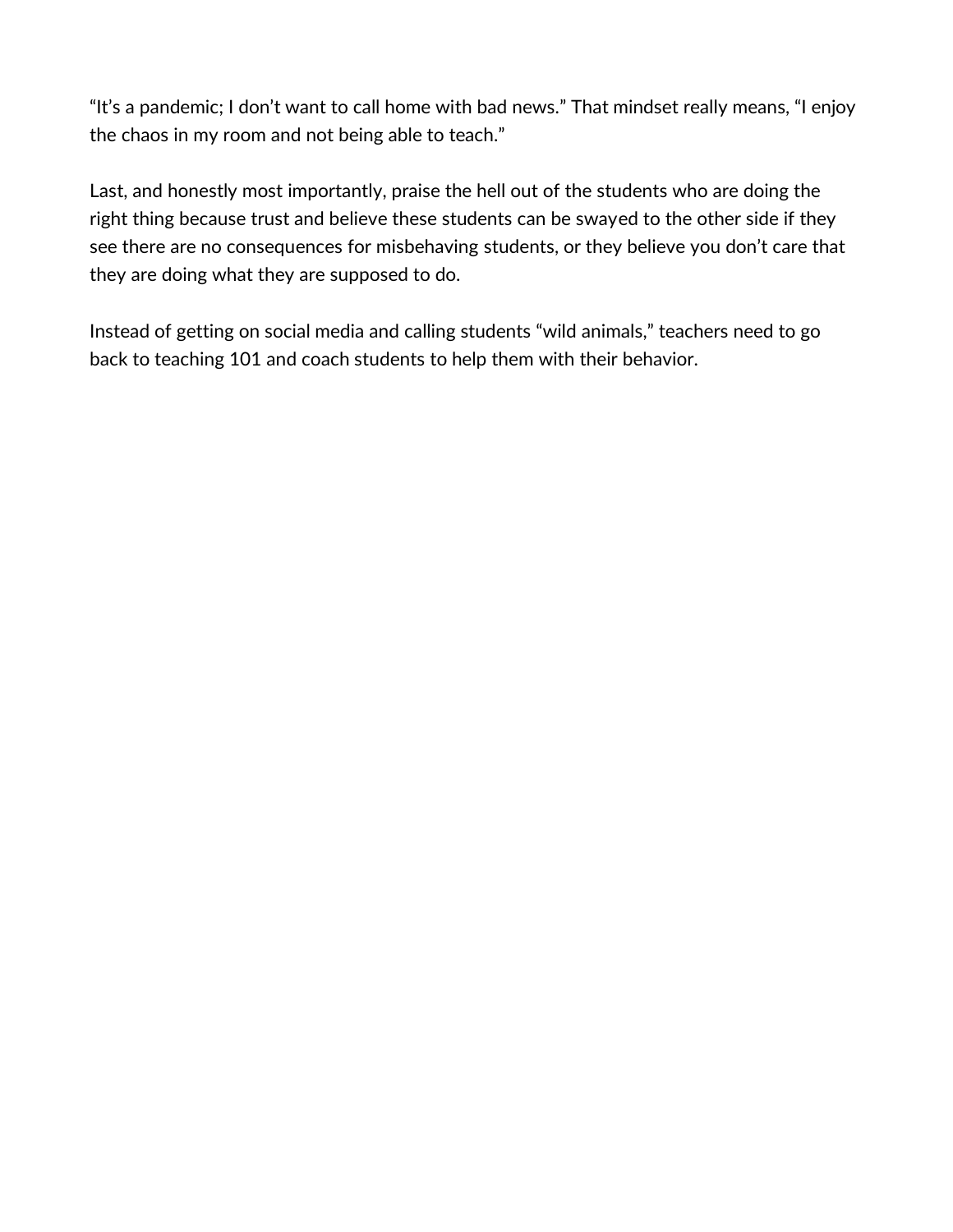"It's a pandemic; I don't want to call home with bad news." That mindset really means, "I enjoy the chaos in my room and not being able to teach."

Last, and honestly most importantly, praise the hell out of the students who are doing the right thing because trust and believe these students can be swayed to the other side if they see there are no consequences for misbehaving students, or they believe you don't care that they are doing what they are supposed to do.

Instead of getting on social media and calling students "wild animals," teachers need to go back to teaching 101 and coach students to help them with their behavior.